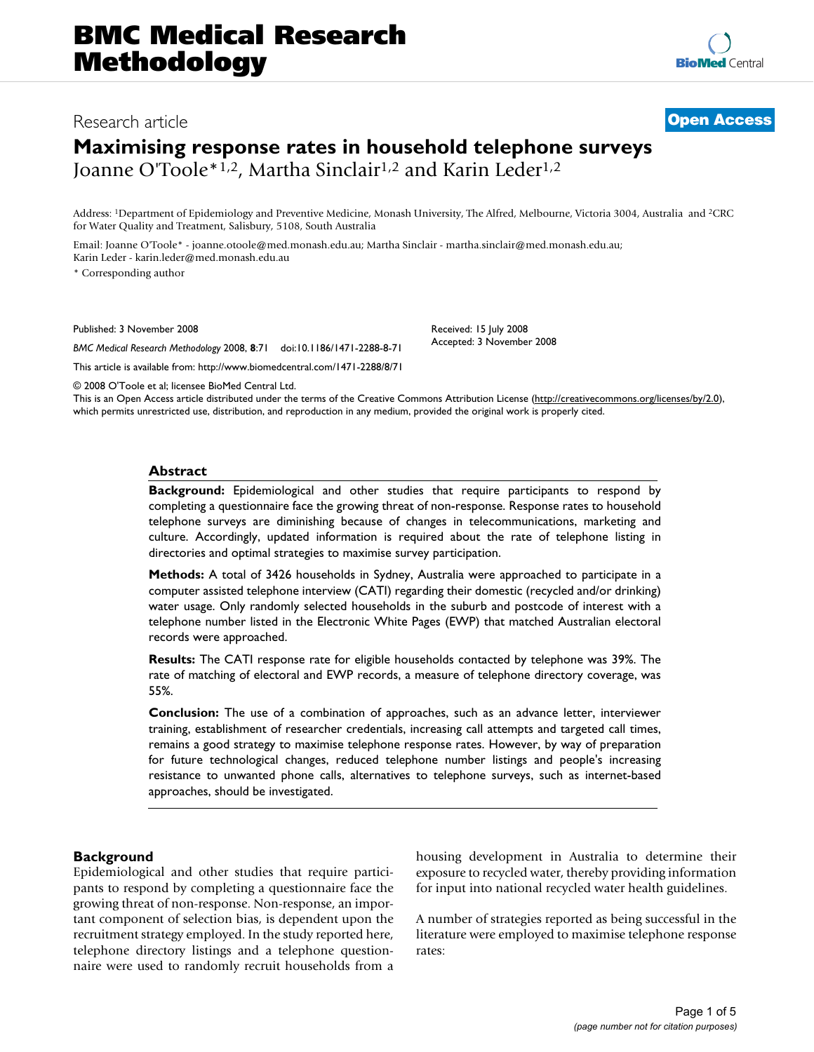# BMC Medical Research Methodology

Research article

**Open Access**

# Maximising response rates in household telephone surveys

Joanne O'Toole*[1,2], Martha Sinclair[1,2] and Karin Leder[1,2]

Address: [1]Department of Epidemiology and Preventive Medicine, Monash University, The Alfred, Melbourne, Victoria 3004, Australia and [2]CRC for Water Quality and Treatment, Salisbury, 5108, South Australia

Email: Joanne O'Toole* - joanne.otoole@med.monash.edu.au; Martha Sinclair - martha.sinclair@med.monash.edu.au; Karin Leder - karin.leder@med.monash.edu.au

\* Corresponding author

Published: 3 November 2008

*BMC Medical Research Methodology* 2008, **8**:71 doi:10.1186/1471-2288-8-71

Received: 15 July 2008
Accepted: 3 November 2008

This article is available from: http://www.biomedcentral.com/1471-2288/8/71

© 2008 O'Toole et al; licensee BioMed Central Ltd.
This is an Open Access article distributed under the terms of the Creative Commons Attribution License (http://creativecommons.org/licenses/by/2.0), which permits unrestricted use, distribution, and reproduction in any medium, provided the original work is properly cited.

## Abstract

**Background:** Epidemiological and other studies that require participants to respond by completing a questionnaire face the growing threat of non-response. Response rates to household telephone surveys are diminishing because of changes in telecommunications, marketing and culture. Accordingly, updated information is required about the rate of telephone listing in directories and optimal strategies to maximise survey participation.

**Methods:** A total of 3426 households in Sydney, Australia were approached to participate in a computer assisted telephone interview (CATI) regarding their domestic (recycled and/or drinking) water usage. Only randomly selected households in the suburb and postcode of interest with a telephone number listed in the Electronic White Pages (EWP) that matched Australian electoral records were approached.

**Results:** The CATI response rate for eligible households contacted by telephone was 39%. The rate of matching of electoral and EWP records, a measure of telephone directory coverage, was 55%.

**Conclusion:** The use of a combination of approaches, such as an advance letter, interviewer training, establishment of researcher credentials, increasing call attempts and targeted call times, remains a good strategy to maximise telephone response rates. However, by way of preparation for future technological changes, reduced telephone number listings and people's increasing resistance to unwanted phone calls, alternatives to telephone surveys, such as internet-based approaches, should be investigated.

## Background

Epidemiological and other studies that require participants to respond by completing a questionnaire face the growing threat of non-response. Non-response, an important component of selection bias, is dependent upon the recruitment strategy employed. In the study reported here, telephone directory listings and a telephone questionnaire were used to randomly recruit households from a housing development in Australia to determine their exposure to recycled water, thereby providing information for input into national recycled water health guidelines.

A number of strategies reported as being successful in the literature were employed to maximise telephone response rates: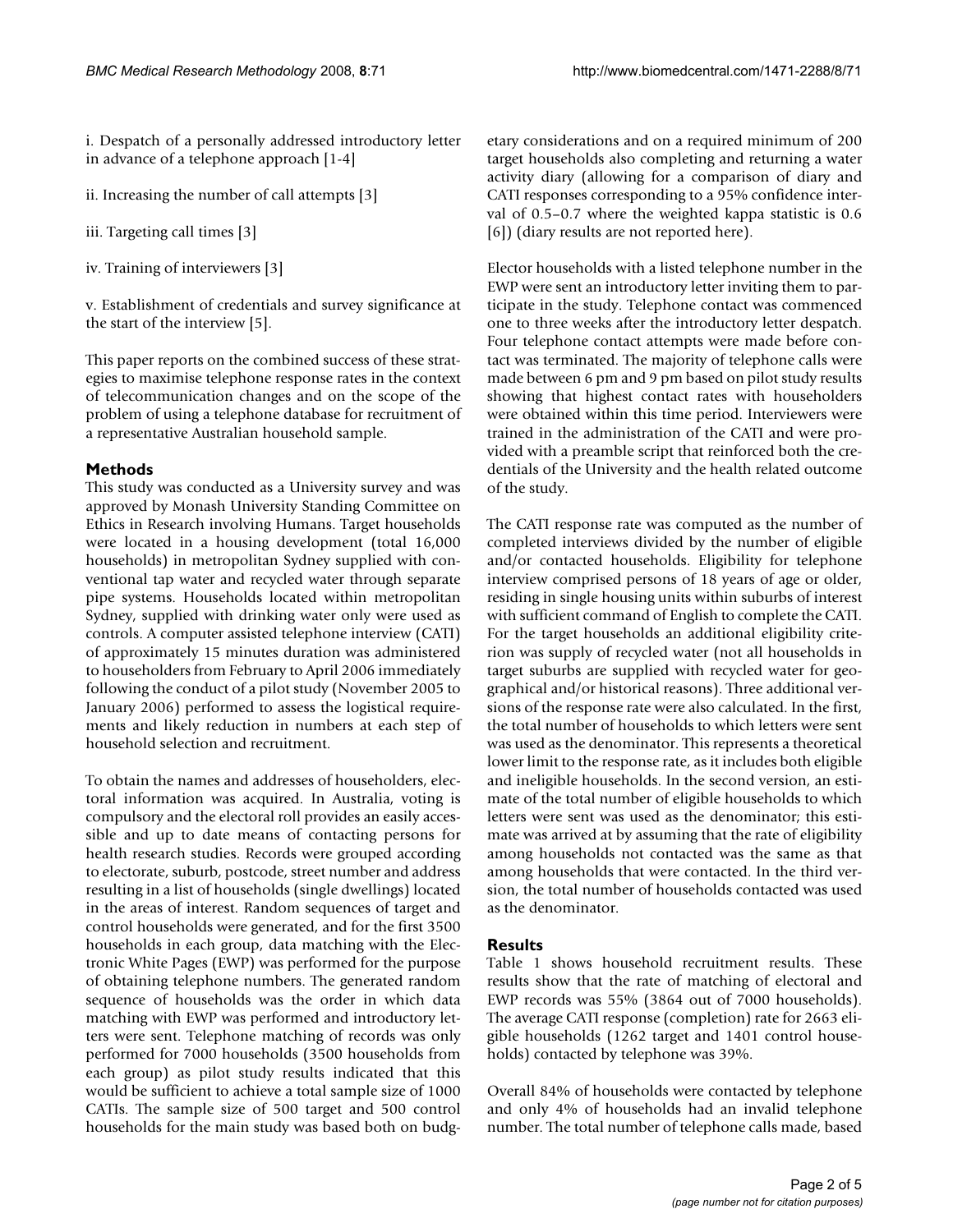i. Despatch of a personally addressed introductory letter in advance of a telephone approach [1-4]

ii. Increasing the number of call attempts [3]

iii. Targeting call times [3]

iv. Training of interviewers [3]

v. Establishment of credentials and survey significance at the start of the interview [5].

This paper reports on the combined success of these strategies to maximise telephone response rates in the context of telecommunication changes and on the scope of the problem of using a telephone database for recruitment of a representative Australian household sample.

## Methods

This study was conducted as a University survey and was approved by Monash University Standing Committee on Ethics in Research involving Humans. Target households were located in a housing development (total 16,000 households) in metropolitan Sydney supplied with conventional tap water and recycled water through separate pipe systems. Households located within metropolitan Sydney, supplied with drinking water only were used as controls. A computer assisted telephone interview (CATI) of approximately 15 minutes duration was administered to householders from February to April 2006 immediately following the conduct of a pilot study (November 2005 to January 2006) performed to assess the logistical requirements and likely reduction in numbers at each step of household selection and recruitment.

To obtain the names and addresses of householders, electoral information was acquired. In Australia, voting is compulsory and the electoral roll provides an easily accessible and up to date means of contacting persons for health research studies. Records were grouped according to electorate, suburb, postcode, street number and address resulting in a list of households (single dwellings) located in the areas of interest. Random sequences of target and control households were generated, and for the first 3500 households in each group, data matching with the Electronic White Pages (EWP) was performed for the purpose of obtaining telephone numbers. The generated random sequence of households was the order in which data matching with EWP was performed and introductory letters were sent. Telephone matching of records was only performed for 7000 households (3500 households from each group) as pilot study results indicated that this would be sufficient to achieve a total sample size of 1000 CATIs. The sample size of 500 target and 500 control households for the main study was based both on budgetary considerations and on a required minimum of 200 target households also completing and returning a water activity diary (allowing for a comparison of diary and CATI responses corresponding to a 95% confidence interval of 0.5–0.7 where the weighted kappa statistic is 0.6 [6]) (diary results are not reported here).

Elector households with a listed telephone number in the EWP were sent an introductory letter inviting them to participate in the study. Telephone contact was commenced one to three weeks after the introductory letter despatch. Four telephone contact attempts were made before contact was terminated. The majority of telephone calls were made between 6 pm and 9 pm based on pilot study results showing that highest contact rates with householders were obtained within this time period. Interviewers were trained in the administration of the CATI and were provided with a preamble script that reinforced both the credentials of the University and the health related outcome of the study.

The CATI response rate was computed as the number of completed interviews divided by the number of eligible and/or contacted households. Eligibility for telephone interview comprised persons of 18 years of age or older, residing in single housing units within suburbs of interest with sufficient command of English to complete the CATI. For the target households an additional eligibility criterion was supply of recycled water (not all households in target suburbs are supplied with recycled water for geographical and/or historical reasons). Three additional versions of the response rate were also calculated. In the first, the total number of households to which letters were sent was used as the denominator. This represents a theoretical lower limit to the response rate, as it includes both eligible and ineligible households. In the second version, an estimate of the total number of eligible households to which letters were sent was used as the denominator; this estimate was arrived at by assuming that the rate of eligibility among households not contacted was the same as that among households that were contacted. In the third version, the total number of households contacted was used as the denominator.

## Results

Table 1 shows household recruitment results. These results show that the rate of matching of electoral and EWP records was 55% (3864 out of 7000 households). The average CATI response (completion) rate for 2663 eligible households (1262 target and 1401 control households) contacted by telephone was 39%.

Overall 84% of households were contacted by telephone and only 4% of households had an invalid telephone number. The total number of telephone calls made, based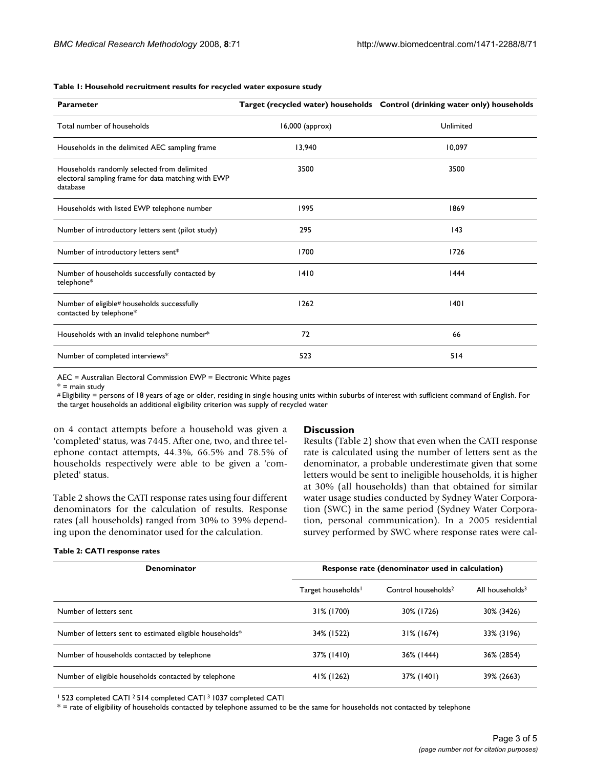**Table 1: Household recruitment results for recycled water exposure study**

| Parameter | Target (recycled water) households | Control (drinking water only) households |
|---|---|---|
| Total number of households | 16,000 (approx) | Unlimited |
| Households in the delimited AEC sampling frame | 13,940 | 10,097 |
| Households randomly selected from delimited electoral sampling frame for data matching with EWP database | 3500 | 3500 |
| Households with listed EWP telephone number | 1995 | 1869 |
| Number of introductory letters sent (pilot study) | 295 | 143 |
| Number of introductory letters sent* | 1700 | 1726 |
| Number of households successfully contacted by telephone* | 1410 | 1444 |
| Number of eligible# households successfully contacted by telephone* | 1262 | 1401 |
| Households with an invalid telephone number* | 72 | 66 |
| Number of completed interviews* | 523 | 514 |

AEC = Australian Electoral Commission EWP = Electronic White pages

* = main study

# Eligibility = persons of 18 years of age or older, residing in single housing units within suburbs of interest with sufficient command of English. For the target households an additional eligibility criterion was supply of recycled water

on 4 contact attempts before a household was given a 'completed' status, was 7445. After one, two, and three telephone contact attempts, 44.3%, 66.5% and 78.5% of households respectively were able to be given a 'completed' status.

Table 2 shows the CATI response rates using four different denominators for the calculation of results. Response rates (all households) ranged from 30% to 39% depending upon the denominator used for the calculation.

## Discussion

Results (Table 2) show that even when the CATI response rate is calculated using the number of letters sent as the denominator, a probable underestimate given that some letters would be sent to ineligible households, it is higher at 30% (all households) than that obtained for similar water usage studies conducted by Sydney Water Corporation (SWC) in the same period (Sydney Water Corporation, personal communication). In a 2005 residential survey performed by SWC where response rates were cal-

**Table 2: CATI response rates**

| Denominator | Response rate (denominator used in calculation) | | |
|---|---|---|---|
| | Target households[1] | Control households[2] | All households[3] |
| Number of letters sent | 31% (1700) | 30% (1726) | 30% (3426) |
| Number of letters sent to estimated eligible households* | 34% (1522) | 31% (1674) | 33% (3196) |
| Number of households contacted by telephone | 37% (1410) | 36% (1444) | 36% (2854) |
| Number of eligible households contacted by telephone | 41% (1262) | 37% (1401) | 39% (2663) |

[1] 523 completed CATI [2] 514 completed CATI [3] 1037 completed CATI

* = rate of eligibility of households contacted by telephone assumed to be the same for households not contacted by telephone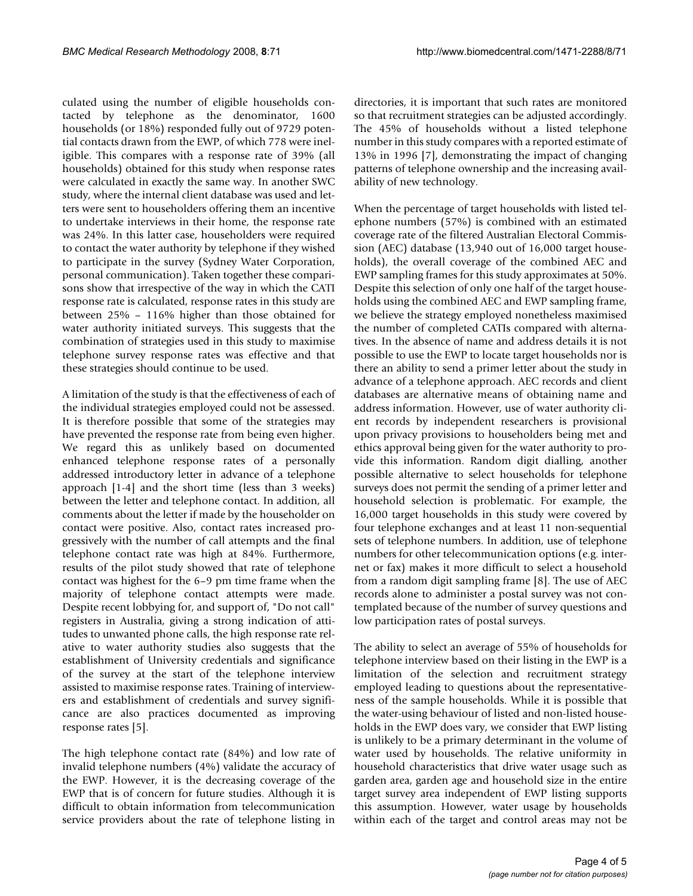culated using the number of eligible households contacted by telephone as the denominator, 1600 households (or 18%) responded fully out of 9729 potential contacts drawn from the EWP, of which 778 were ineligible. This compares with a response rate of 39% (all households) obtained for this study when response rates were calculated in exactly the same way. In another SWC study, where the internal client database was used and letters were sent to householders offering them an incentive to undertake interviews in their home, the response rate was 24%. In this latter case, householders were required to contact the water authority by telephone if they wished to participate in the survey (Sydney Water Corporation, personal communication). Taken together these comparisons show that irrespective of the way in which the CATI response rate is calculated, response rates in this study are between 25% – 116% higher than those obtained for water authority initiated surveys. This suggests that the combination of strategies used in this study to maximise telephone survey response rates was effective and that these strategies should continue to be used.

A limitation of the study is that the effectiveness of each of the individual strategies employed could not be assessed. It is therefore possible that some of the strategies may have prevented the response rate from being even higher. We regard this as unlikely based on documented enhanced telephone response rates of a personally addressed introductory letter in advance of a telephone approach [1-4] and the short time (less than 3 weeks) between the letter and telephone contact. In addition, all comments about the letter if made by the householder on contact were positive. Also, contact rates increased progressively with the number of call attempts and the final telephone contact rate was high at 84%. Furthermore, results of the pilot study showed that rate of telephone contact was highest for the 6–9 pm time frame when the majority of telephone contact attempts were made. Despite recent lobbying for, and support of, "Do not call" registers in Australia, giving a strong indication of attitudes to unwanted phone calls, the high response rate relative to water authority studies also suggests that the establishment of University credentials and significance of the survey at the start of the telephone interview assisted to maximise response rates. Training of interviewers and establishment of credentials and survey significance are also practices documented as improving response rates [5].

The high telephone contact rate (84%) and low rate of invalid telephone numbers (4%) validate the accuracy of the EWP. However, it is the decreasing coverage of the EWP that is of concern for future studies. Although it is difficult to obtain information from telecommunication service providers about the rate of telephone listing in directories, it is important that such rates are monitored so that recruitment strategies can be adjusted accordingly. The 45% of households without a listed telephone number in this study compares with a reported estimate of 13% in 1996 [7], demonstrating the impact of changing patterns of telephone ownership and the increasing availability of new technology.

When the percentage of target households with listed telephone numbers (57%) is combined with an estimated coverage rate of the filtered Australian Electoral Commission (AEC) database (13,940 out of 16,000 target households), the overall coverage of the combined AEC and EWP sampling frames for this study approximates at 50%. Despite this selection of only one half of the target households using the combined AEC and EWP sampling frame, we believe the strategy employed nonetheless maximised the number of completed CATIs compared with alternatives. In the absence of name and address details it is not possible to use the EWP to locate target households nor is there an ability to send a primer letter about the study in advance of a telephone approach. AEC records and client databases are alternative means of obtaining name and address information. However, use of water authority client records by independent researchers is provisional upon privacy provisions to householders being met and ethics approval being given for the water authority to provide this information. Random digit dialling, another possible alternative to select households for telephone surveys does not permit the sending of a primer letter and household selection is problematic. For example, the 16,000 target households in this study were covered by four telephone exchanges and at least 11 non-sequential sets of telephone numbers. In addition, use of telephone numbers for other telecommunication options (e.g. internet or fax) makes it more difficult to select a household from a random digit sampling frame [8]. The use of AEC records alone to administer a postal survey was not contemplated because of the number of survey questions and low participation rates of postal surveys.

The ability to select an average of 55% of households for telephone interview based on their listing in the EWP is a limitation of the selection and recruitment strategy employed leading to questions about the representativeness of the sample households. While it is possible that the water-using behaviour of listed and non-listed households in the EWP does vary, we consider that EWP listing is unlikely to be a primary determinant in the volume of water used by households. The relative uniformity in household characteristics that drive water usage such as garden area, garden age and household size in the entire target survey area independent of EWP listing supports this assumption. However, water usage by households within each of the target and control areas may not be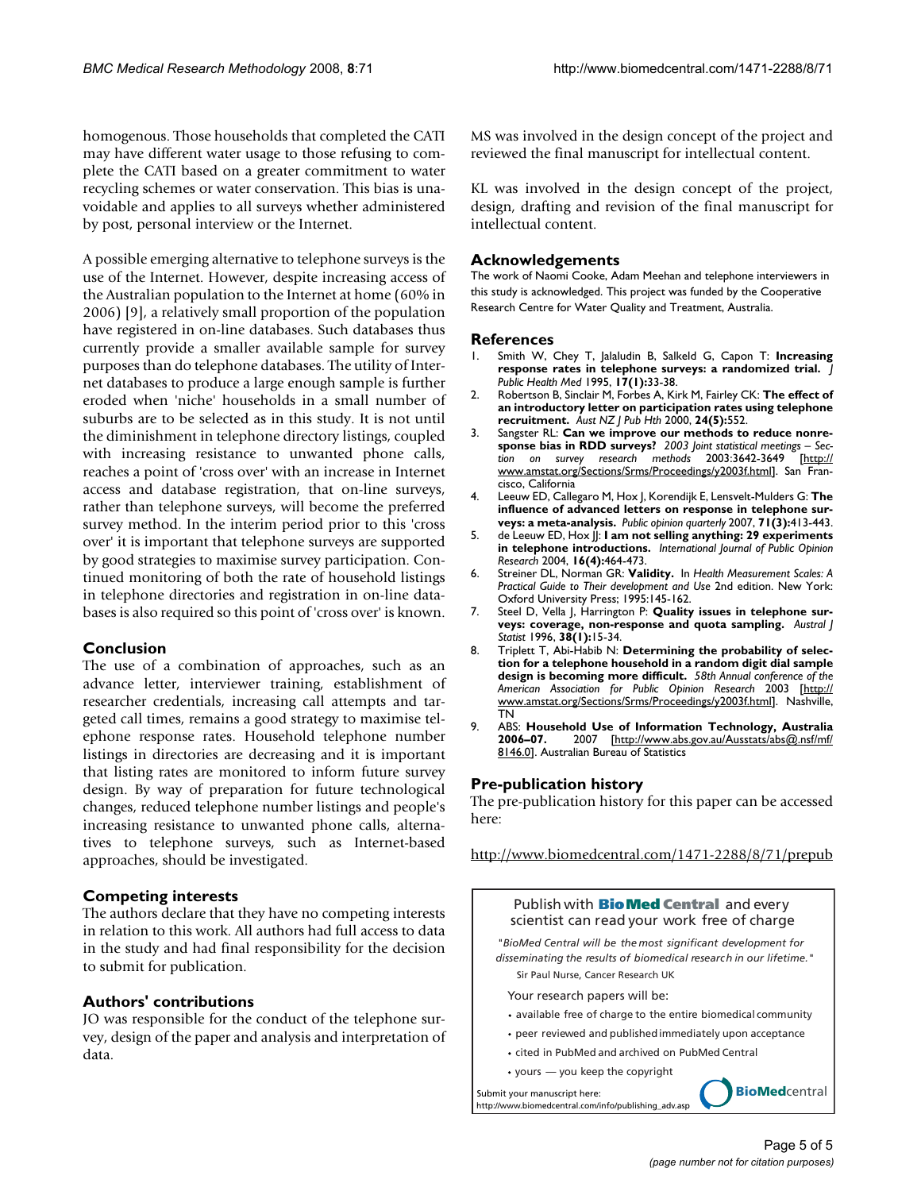homogenous. Those households that completed the CATI may have different water usage to those refusing to complete the CATI based on a greater commitment to water recycling schemes or water conservation. This bias is unavoidable and applies to all surveys whether administered by post, personal interview or the Internet.

A possible emerging alternative to telephone surveys is the use of the Internet. However, despite increasing access of the Australian population to the Internet at home (60% in 2006) [9], a relatively small proportion of the population have registered in on-line databases. Such databases thus currently provide a smaller available sample for survey purposes than do telephone databases. The utility of Internet databases to produce a large enough sample is further eroded when 'niche' households in a small number of suburbs are to be selected as in this study. It is not until the diminishment in telephone directory listings, coupled with increasing resistance to unwanted phone calls, reaches a point of 'cross over' with an increase in Internet access and database registration, that on-line surveys, rather than telephone surveys, will become the preferred survey method. In the interim period prior to this 'cross over' it is important that telephone surveys are supported by good strategies to maximise survey participation. Continued monitoring of both the rate of household listings in telephone directories and registration in on-line databases is also required so this point of 'cross over' is known.

## Conclusion

The use of a combination of approaches, such as an advance letter, interviewer training, establishment of researcher credentials, increasing call attempts and targeted call times, remains a good strategy to maximise telephone response rates. Household telephone number listings in directories are decreasing and it is important that listing rates are monitored to inform future survey design. By way of preparation for future technological changes, reduced telephone number listings and people's increasing resistance to unwanted phone calls, alternatives to telephone surveys, such as Internet-based approaches, should be investigated.

## Competing interests

The authors declare that they have no competing interests in relation to this work. All authors had full access to data in the study and had final responsibility for the decision to submit for publication.

## Authors' contributions

JO was responsible for the conduct of the telephone survey, design of the paper and analysis and interpretation of data.

MS was involved in the design concept of the project and reviewed the final manuscript for intellectual content.

KL was involved in the design concept of the project, design, drafting and revision of the final manuscript for intellectual content.

## Acknowledgements

The work of Naomi Cooke, Adam Meehan and telephone interviewers in this study is acknowledged. This project was funded by the Cooperative Research Centre for Water Quality and Treatment, Australia.

## References

1. Smith W, Chey T, Jalaludin B, Salkeld G, Capon T: **Increasing response rates in telephone surveys: a randomized trial.** *J Public Health Med* 1995, **17(1):**33-38.
2. Robertson B, Sinclair M, Forbes A, Kirk M, Fairley CK: **The effect of an introductory letter on participation rates using telephone recruitment.** *Aust NZ J Pub Hth* 2000, **24(5):**552.
3. Sangster RL: **Can we improve our methods to reduce nonresponse bias in RDD surveys?** *2003 Joint statistical meetings – Section on survey research methods* 2003:3642-3649 [http://www.amstat.org/Sections/Srms/Proceedings/y2003f.html]. San Francisco, California
4. Leeuw ED, Callegaro M, Hox J, Korendijk E, Lensvelt-Mulders G: **The influence of advanced letters on response in telephone surveys: a meta-analysis.** *Public opinion quarterly* 2007, **71(3):**413-443.
5. de Leeuw ED, Hox JJ: **I am not selling anything: 29 experiments in telephone introductions.** *International Journal of Public Opinion Research* 2004, **16(4):**464-473.
6. Streiner DL, Norman GR: **Validity.** In *Health Measurement Scales: A Practical Guide to Their development and Use* 2nd edition. New York: Oxford University Press; 1995:145-162.
7. Steel D, Vella J, Harrington P: **Quality issues in telephone surveys: coverage, non-response and quota sampling.** *Austral J Statist* 1996, **38(1):**15-34.
8. Triplett T, Abi-Habib N: **Determining the probability of selection for a telephone household in a random digit dial sample design is becoming more difficult.** *58th Annual conference of the American Association for Public Opinion Research* 2003 [http://www.amstat.org/Sections/Srms/Proceedings/y2003f.html]. Nashville, TN
9. ABS: **Household Use of Information Technology, Australia 2006–07.** 2007 [http://www.abs.gov.au/Ausstats/abs@.nsf/mf/8146.0]. Australian Bureau of Statistics

## Pre-publication history

The pre-publication history for this paper can be accessed here:

http://www.biomedcentral.com/1471-2288/8/71/prepub

Publish with **BioMed Central** and every scientist can read your work free of charge

*"BioMed Central will be the most significant development for disseminating the results of biomedical research in our lifetime."*
Sir Paul Nurse, Cancer Research UK

Your research papers will be:

- available free of charge to the entire biomedical community
- peer reviewed and published immediately upon acceptance
- cited in PubMed and archived on PubMed Central
- yours — you keep the copyright

Submit your manuscript here:
http://www.biomedcentral.com/info/publishing_adv.asp

BioMedcentral